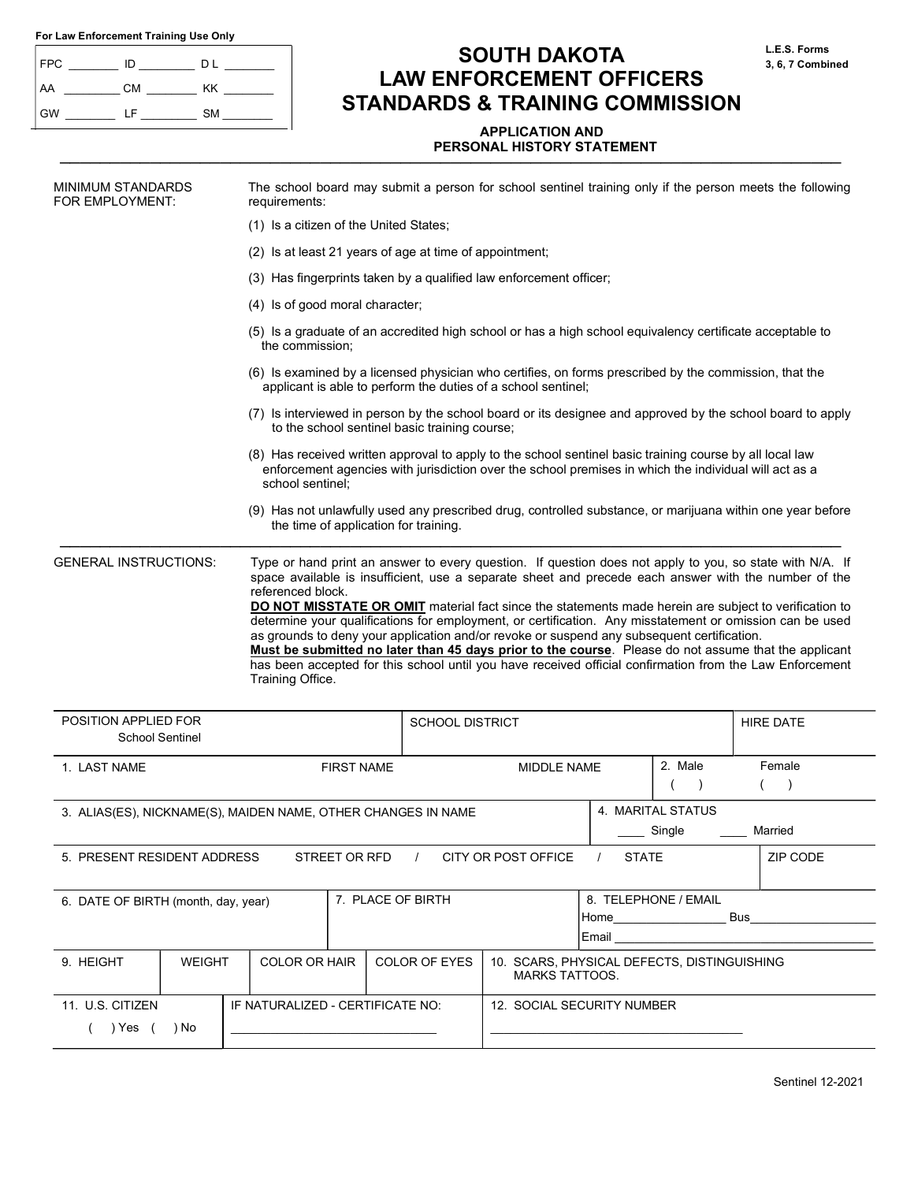For Law Enforcement Training Use Only

| FPC ________ | ID ________ | D L ________ |
|---|---|---|
| AA ________ | CM ________ | KK ________ |
| GW ________ | LF ________ | SM ________ |

# SOUTH DAKOTA LAW ENFORCEMENT OFFICERS STANDARDS & TRAINING COMMISSION

L.E.S. Forms 3, 6, 7 Combined

## APPLICATION AND PERSONAL HISTORY STATEMENT

**MINIMUM STANDARDS FOR EMPLOYMENT:**

The school board may submit a person for school sentinel training only if the person meets the following requirements:

(1) Is a citizen of the United States;

(2) Is at least 21 years of age at time of appointment;

(3) Has fingerprints taken by a qualified law enforcement officer;

(4) Is of good moral character;

(5) Is a graduate of an accredited high school or has a high school equivalency certificate acceptable to the commission;

(6) Is examined by a licensed physician who certifies, on forms prescribed by the commission, that the applicant is able to perform the duties of a school sentinel;

(7) Is interviewed in person by the school board or its designee and approved by the school board to apply to the school sentinel basic training course;

(8) Has received written approval to apply to the school sentinel basic training course by all local law enforcement agencies with jurisdiction over the school premises in which the individual will act as a school sentinel;

(9) Has not unlawfully used any prescribed drug, controlled substance, or marijuana within one year before the time of application for training.

**GENERAL INSTRUCTIONS:**

Type or hand print an answer to every question. If question does not apply to you, so state with N/A. If space available is insufficient, use a separate sheet and precede each answer with the number of the referenced block.

**DO NOT MISSTATE OR OMIT** material fact since the statements made herein are subject to verification to determine your qualifications for employment, or certification. Any misstatement or omission can be used as grounds to deny your application and/or revoke or suspend any subsequent certification.

**Must be submitted no later than 45 days prior to the course**. Please do not assume that the applicant has been accepted for this school until you have received official confirmation from the Law Enforcement Training Office.

| POSITION APPLIED FOR<br>School Sentinel | SCHOOL DISTRICT | HIRE DATE |
|---|---|---|

| 1. LAST NAME | FIRST NAME | MIDDLE NAME | 2. Male ( ) | Female ( ) |
|---|---|---|---|---|

| 3. ALIAS(ES), NICKNAME(S), MAIDEN NAME, OTHER CHANGES IN NAME | 4. MARITAL STATUS<br>____ Single ____ Married |
|---|---|

| 5. PRESENT RESIDENT ADDRESS STREET OR RFD / CITY OR POST OFFICE / STATE | ZIP CODE |
|---|---|

| 6. DATE OF BIRTH (month, day, year) | 7. PLACE OF BIRTH | 8. TELEPHONE / EMAIL<br>Home________________ Bus__________________<br>Email ______________________________________ |
|---|---|---|

| 9. HEIGHT | WEIGHT | COLOR OR HAIR | COLOR OF EYES | 10. SCARS, PHYSICAL DEFECTS, DISTINGUISHING MARKS TATTOOS. |
|---|---|---|---|---|

| 11. U.S. CITIZEN<br>( ) Yes ( ) No | IF NATURALIZED - CERTIFICATE NO:<br>______________________________ | 12. SOCIAL SECURITY NUMBER<br>______________________________________ |
|---|---|---|

Sentinel 12-2021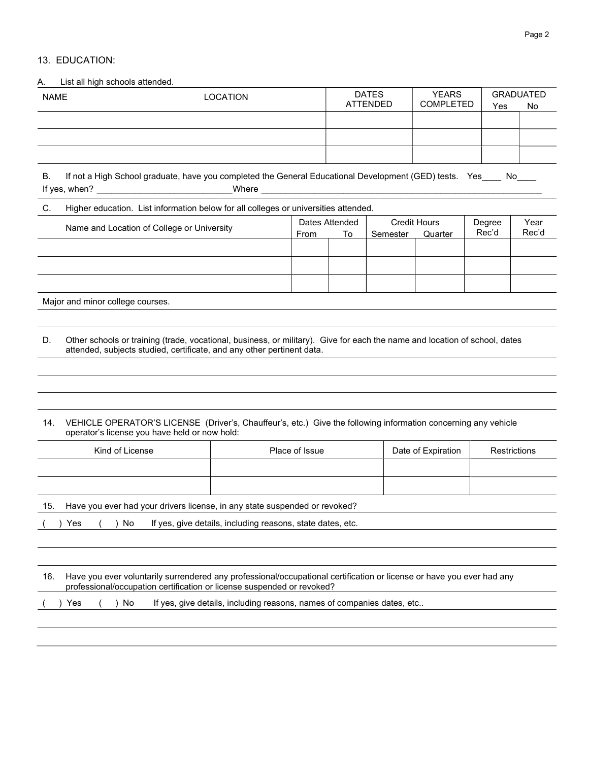## 13. EDUCATION:

A. List all high schools attended.

| NAME | LOCATION | DATES ATTENDED | YEARS COMPLETED | GRADUATED Yes | GRADUATED No |
|---|---|---|---|---|---|
| | | | | | |
| | | | | | |
| | | | | | |

B. If not a High School graduate, have you completed the General Educational Development (GED) tests. Yes____ No____

If yes, when? ____________________________Where ____________________________________________________________

C. Higher education. List information below for all colleges or universities attended.

| Name and Location of College or University | Dates Attended | | Credit Hours | | Degree Rec'd | Year Rec'd |
|---|---|---|---|---|---|---|
| | From | To | Semester | Quarter | | |
| | | | | | | |
| | | | | | | |
| | | | | | | |

Major and minor college courses.

D. Other schools or training (trade, vocational, business, or military). Give for each the name and location of school, dates attended, subjects studied, certificate, and any other pertinent data.

## 14. VEHICLE OPERATOR'S LICENSE (Driver's, Chauffeur's, etc.) Give the following information concerning any vehicle operator's license you have held or now hold:

| Kind of License | Place of Issue | Date of Expiration | Restrictions |
|---|---|---|---|
| | | | |
| | | | |

## 15. Have you ever had your drivers license, in any state suspended or revoked?

( ) Yes ( ) No If yes, give details, including reasons, state dates, etc.

## 16. Have you ever voluntarily surrendered any professional/occupational certification or license or have you ever had any professional/occupation certification or license suspended or revoked?

( ) Yes ( ) No If yes, give details, including reasons, names of companies dates, etc..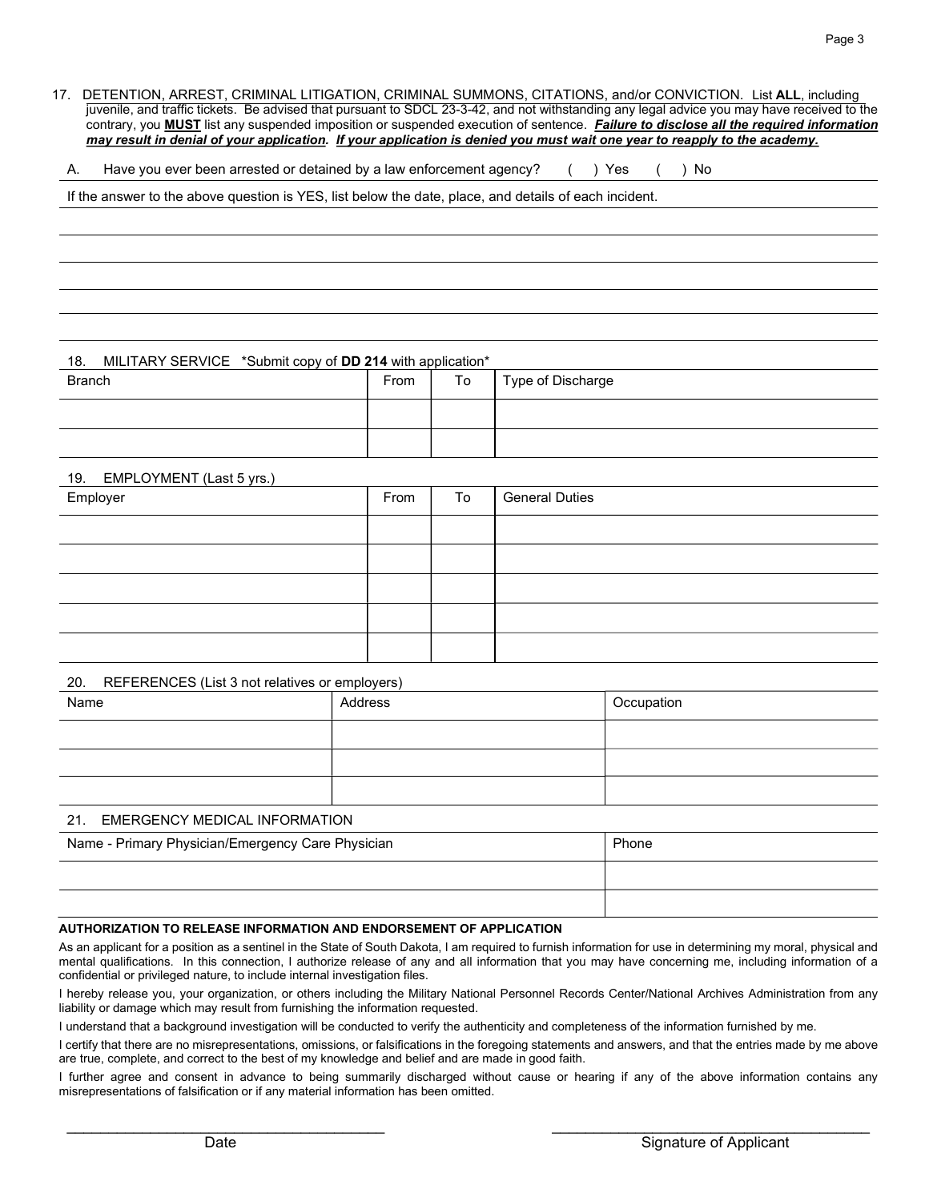17. DETENTION, ARREST, CRIMINAL LITIGATION, CRIMINAL SUMMONS, CITATIONS, and/or CONVICTION. List **ALL**, including juvenile, and traffic tickets. Be advised that pursuant to SDCL 23-3-42, and not withstanding any legal advice you may have received to the contrary, you **MUST** list any suspended imposition or suspended execution of sentence. ***Failure to disclose all the required information may result in denial of your application. If your application is denied you must wait one year to reapply to the academy.***

A. Have you ever been arrested or detained by a law enforcement agency? ( ) Yes ( ) No

If the answer to the above question is YES, list below the date, place, and details of each incident.

18. MILITARY SERVICE *Submit copy of **DD 214** with application*

| Branch | From | To | Type of Discharge |
|---|---|---|---|
| | | | |
| | | | |

19. EMPLOYMENT (Last 5 yrs.)

| Employer | From | To | General Duties |
|---|---|---|---|
| | | | |
| | | | |
| | | | |
| | | | |
| | | | |

20. REFERENCES (List 3 not relatives or employers)

| Name | Address | Occupation |
|---|---|---|
| | | |
| | | |
| | | |

21. EMERGENCY MEDICAL INFORMATION

| Name - Primary Physician/Emergency Care Physician | Phone |
|---|---|
| | |
| | |

**AUTHORIZATION TO RELEASE INFORMATION AND ENDORSEMENT OF APPLICATION**

As an applicant for a position as a sentinel in the State of South Dakota, I am required to furnish information for use in determining my moral, physical and mental qualifications. In this connection, I authorize release of any and all information that you may have concerning me, including information of a confidential or privileged nature, to include internal investigation files.

I hereby release you, your organization, or others including the Military National Personnel Records Center/National Archives Administration from any liability or damage which may result from furnishing the information requested.

I understand that a background investigation will be conducted to verify the authenticity and completeness of the information furnished by me.

I certify that there are no misrepresentations, omissions, or falsifications in the foregoing statements and answers, and that the entries made by me above are true, complete, and correct to the best of my knowledge and belief and are made in good faith.

I further agree and consent in advance to being summarily discharged without cause or hearing if any of the above information contains any misrepresentations of falsification or if any material information has been omitted.

_________________________________________ Date

_________________________________________ Signature of Applicant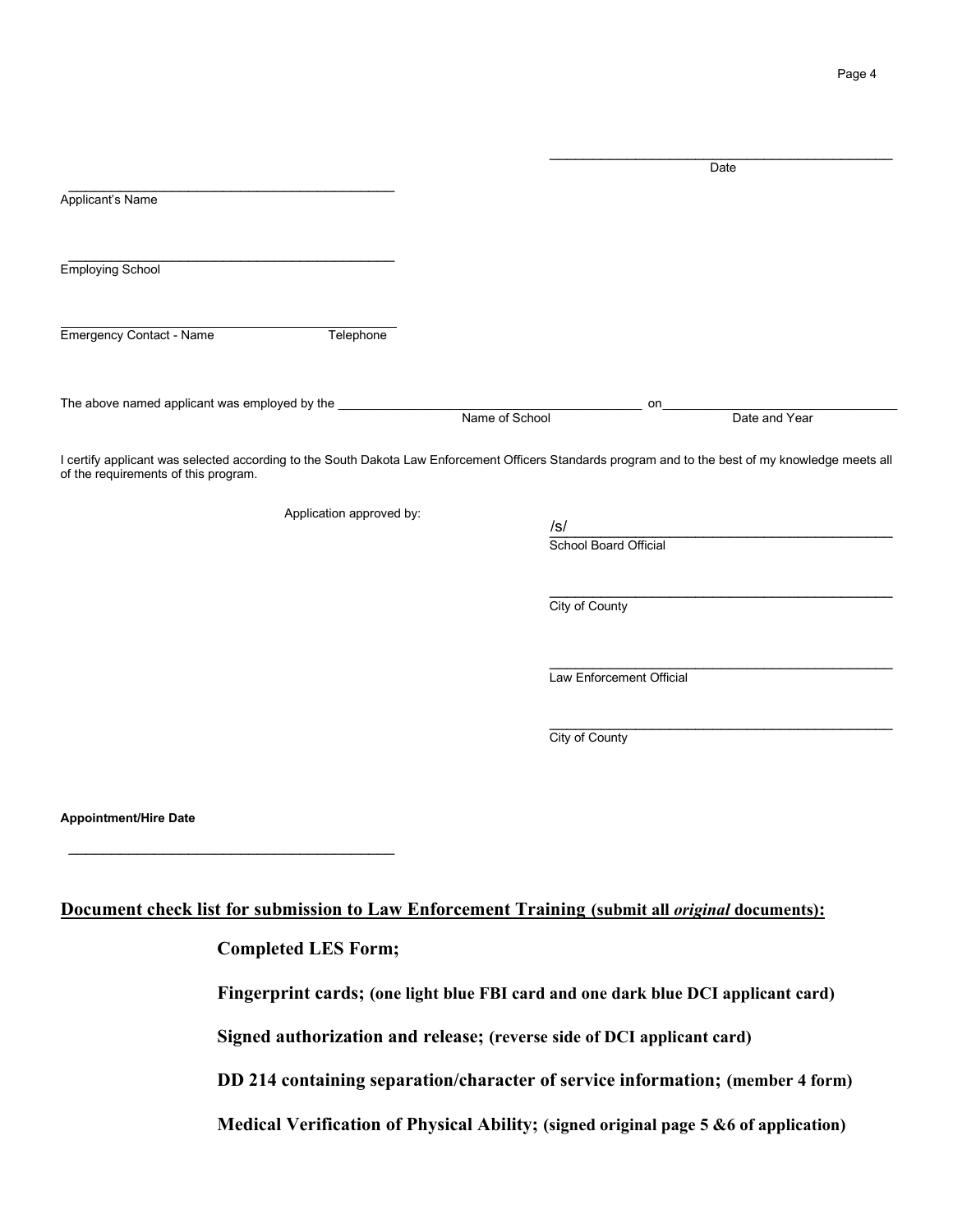\_\_\_\_\_\_\_\_\_\_\_\_\_\_\_\_\_\_\_\_\_\_\_\_\_\_\_\_\_\_\_\_\_\_\_\_\_\_\_\_\_\_\_\_
Date

\_\_\_\_\_\_\_\_\_\_\_\_\_\_\_\_\_\_\_\_\_\_\_\_\_\_\_\_\_\_\_\_\_\_\_\_\_\_\_\_\_\_\_\_
Applicant's Name

\_\_\_\_\_\_\_\_\_\_\_\_\_\_\_\_\_\_\_\_\_\_\_\_\_\_\_\_\_\_\_\_\_\_\_\_\_\_\_\_\_\_\_\_
Employing School

\_\_\_\_\_\_\_\_\_\_\_\_\_\_\_\_\_\_\_\_\_\_\_\_\_\_\_\_\_\_\_\_\_\_\_\_\_\_\_\_\_\_\_\_
Emergency Contact - Name Telephone

The above named applicant was employed by the \_\_\_\_\_\_\_\_\_\_\_\_\_\_\_\_\_\_\_\_\_\_\_\_\_\_\_\_\_\_\_\_\_\_\_\_\_\_ on\_\_\_\_\_\_\_\_\_\_\_\_\_\_\_\_\_\_\_\_\_\_\_\_\_\_\_\_\_\_\_\_
Name of School Date and Year

I certify applicant was selected according to the South Dakota Law Enforcement Officers Standards program and to the best of my knowledge meets all of the requirements of this program.

Application approved by:

/s/\_\_\_\_\_\_\_\_\_\_\_\_\_\_\_\_\_\_\_\_\_\_\_\_\_\_\_\_\_\_\_\_\_\_\_\_\_\_\_\_\_\_
School Board Official

\_\_\_\_\_\_\_\_\_\_\_\_\_\_\_\_\_\_\_\_\_\_\_\_\_\_\_\_\_\_\_\_\_\_\_\_\_\_\_\_\_\_\_\_
City of County

\_\_\_\_\_\_\_\_\_\_\_\_\_\_\_\_\_\_\_\_\_\_\_\_\_\_\_\_\_\_\_\_\_\_\_\_\_\_\_\_\_\_\_\_
Law Enforcement Official

\_\_\_\_\_\_\_\_\_\_\_\_\_\_\_\_\_\_\_\_\_\_\_\_\_\_\_\_\_\_\_\_\_\_\_\_\_\_\_\_\_\_\_\_
City of County

**Appointment/Hire Date**

\_\_\_\_\_\_\_\_\_\_\_\_\_\_\_\_\_\_\_\_\_\_\_\_\_\_\_\_\_\_\_\_\_\_\_\_\_\_\_\_\_\_\_\_

**<u>Document check list for submission to Law Enforcement Training (submit all *original* documents):</u>**

**Completed LES Form;**

**Fingerprint cards; (one light blue FBI card and one dark blue DCI applicant card)**

**Signed authorization and release; (reverse side of DCI applicant card)**

**DD 214 containing separation/character of service information; (member 4 form)**

**Medical Verification of Physical Ability; (signed original page 5 &6 of application)**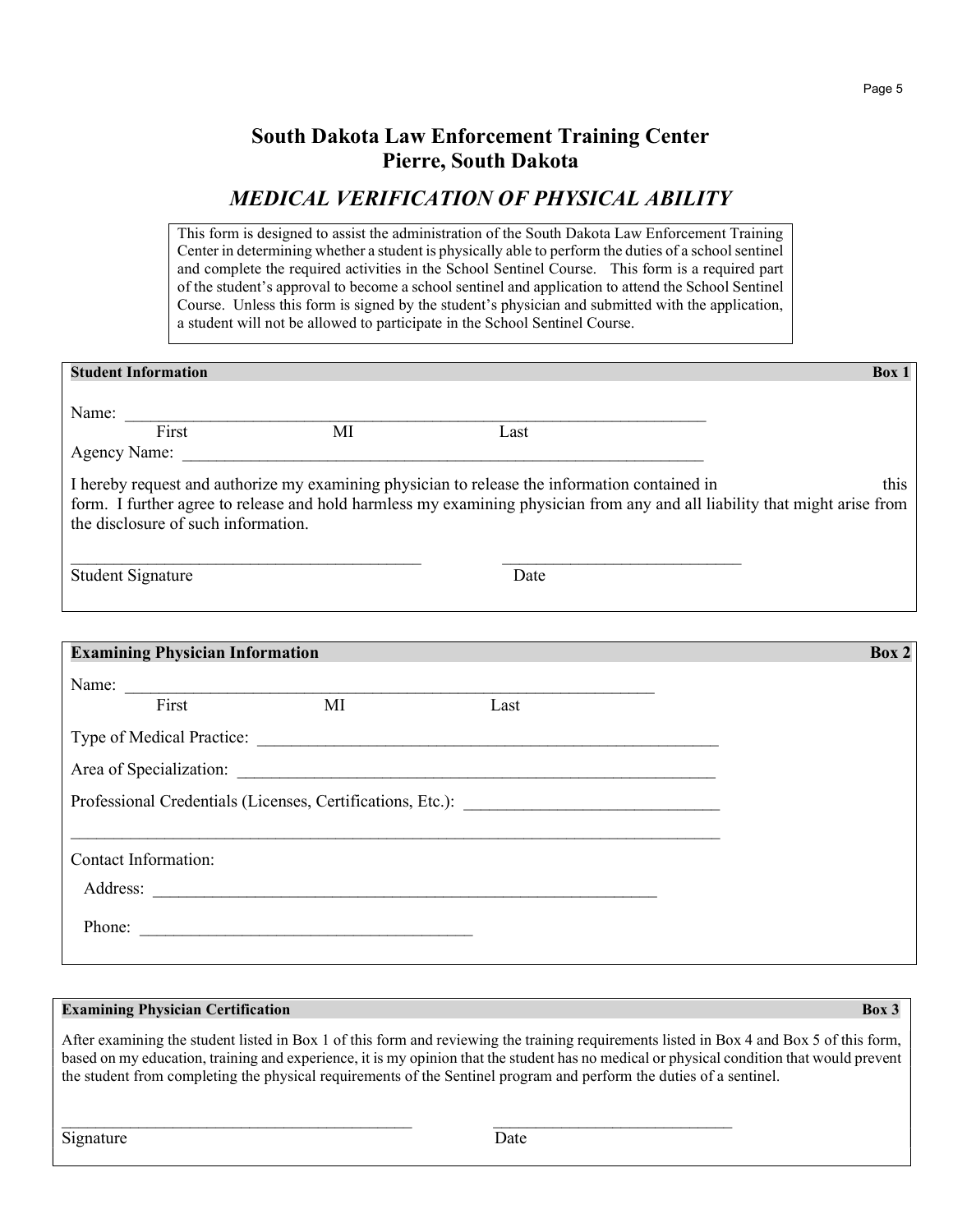# South Dakota Law Enforcement Training Center
# Pierre, South Dakota

## *MEDICAL VERIFICATION OF PHYSICAL ABILITY*

This form is designed to assist the administration of the South Dakota Law Enforcement Training Center in determining whether a student is physically able to perform the duties of a school sentinel and complete the required activities in the School Sentinel Course. This form is a required part of the student's approval to become a school sentinel and application to attend the School Sentinel Course. Unless this form is signed by the student's physician and submitted with the application, a student will not be allowed to participate in the School Sentinel Course.

---

**Student Information** **Box 1**

Name: ______________________________________________________________________
First MI Last

Agency Name: _______________________________________________________________

I hereby request and authorize my examining physician to release the information contained in this form. I further agree to release and hold harmless my examining physician from any and all liability that might arise from the disclosure of such information.

_________________________________________ ____________________________
Student Signature Date

---

**Examining Physician Information** **Box 2**

Name: ______________________________________________________________
First MI Last

Type of Medical Practice: ______________________________________________________

Area of Specialization: _________________________________________________________

Professional Credentials (Licenses, Certifications, Etc.): _____________________________

____________________________________________________________________________

Contact Information:

Address: ___________________________________________________________

Phone: _______________________________________

---

**Examining Physician Certification** **Box 3**

After examining the student listed in Box 1 of this form and reviewing the training requirements listed in Box 4 and Box 5 of this form, based on my education, training and experience, it is my opinion that the student has no medical or physical condition that would prevent the student from completing the physical requirements of the Sentinel program and perform the duties of a sentinel.

_________________________________________ ____________________________
Signature Date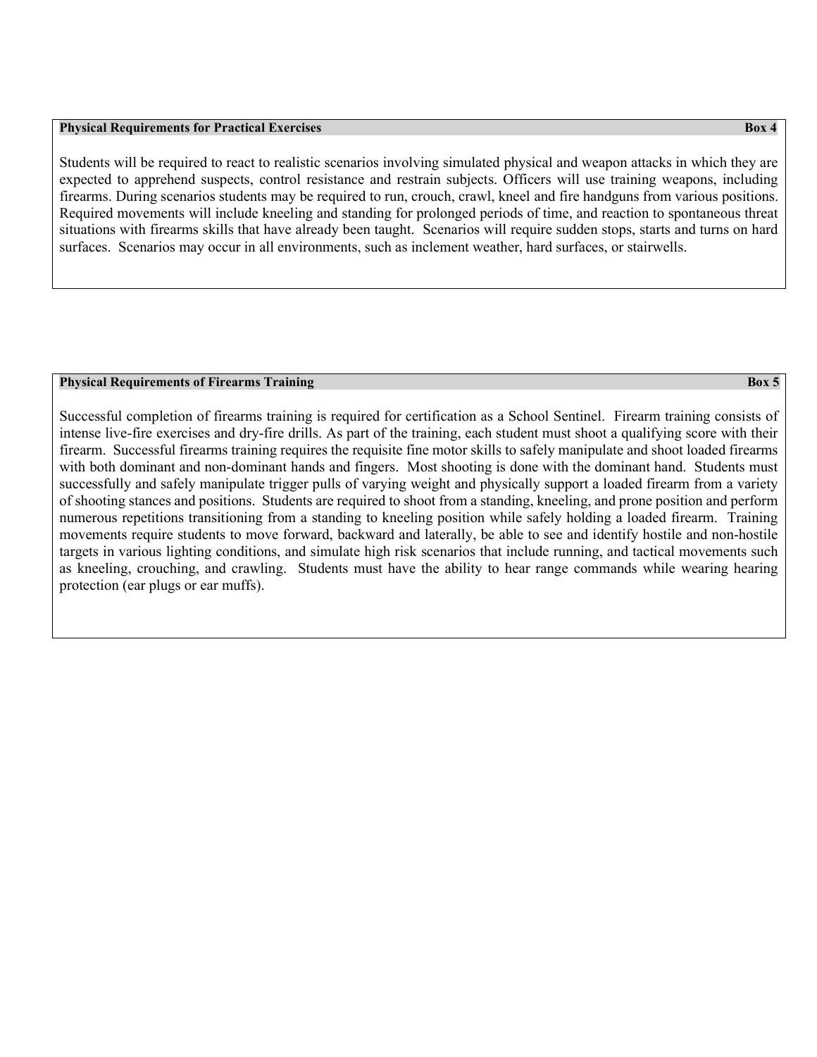**Physical Requirements for Practical Exercises** **Box 4**

Students will be required to react to realistic scenarios involving simulated physical and weapon attacks in which they are expected to apprehend suspects, control resistance and restrain subjects. Officers will use training weapons, including firearms. During scenarios students may be required to run, crouch, crawl, kneel and fire handguns from various positions. Required movements will include kneeling and standing for prolonged periods of time, and reaction to spontaneous threat situations with firearms skills that have already been taught. Scenarios will require sudden stops, starts and turns on hard surfaces. Scenarios may occur in all environments, such as inclement weather, hard surfaces, or stairwells.

**Physical Requirements of Firearms Training** **Box 5**

Successful completion of firearms training is required for certification as a School Sentinel. Firearm training consists of intense live-fire exercises and dry-fire drills. As part of the training, each student must shoot a qualifying score with their firearm. Successful firearms training requires the requisite fine motor skills to safely manipulate and shoot loaded firearms with both dominant and non-dominant hands and fingers. Most shooting is done with the dominant hand. Students must successfully and safely manipulate trigger pulls of varying weight and physically support a loaded firearm from a variety of shooting stances and positions. Students are required to shoot from a standing, kneeling, and prone position and perform numerous repetitions transitioning from a standing to kneeling position while safely holding a loaded firearm. Training movements require students to move forward, backward and laterally, be able to see and identify hostile and non-hostile targets in various lighting conditions, and simulate high risk scenarios that include running, and tactical movements such as kneeling, crouching, and crawling. Students must have the ability to hear range commands while wearing hearing protection (ear plugs or ear muffs).